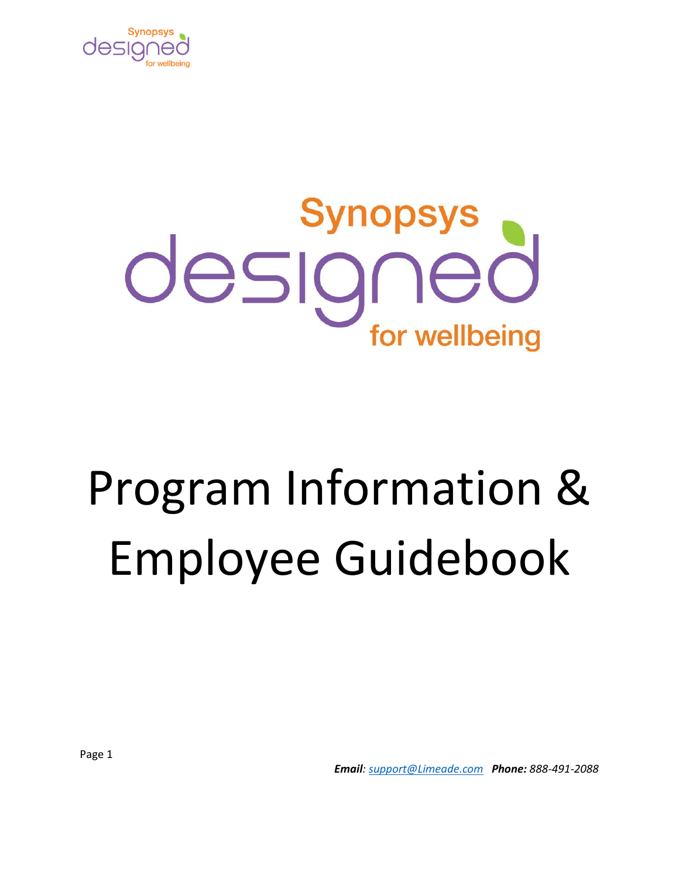Synopsys designed for wellbeing

# Program Information & Employee Guidebook

***Email**: support@Limeade.com* ***Phone:** 888-491-2088*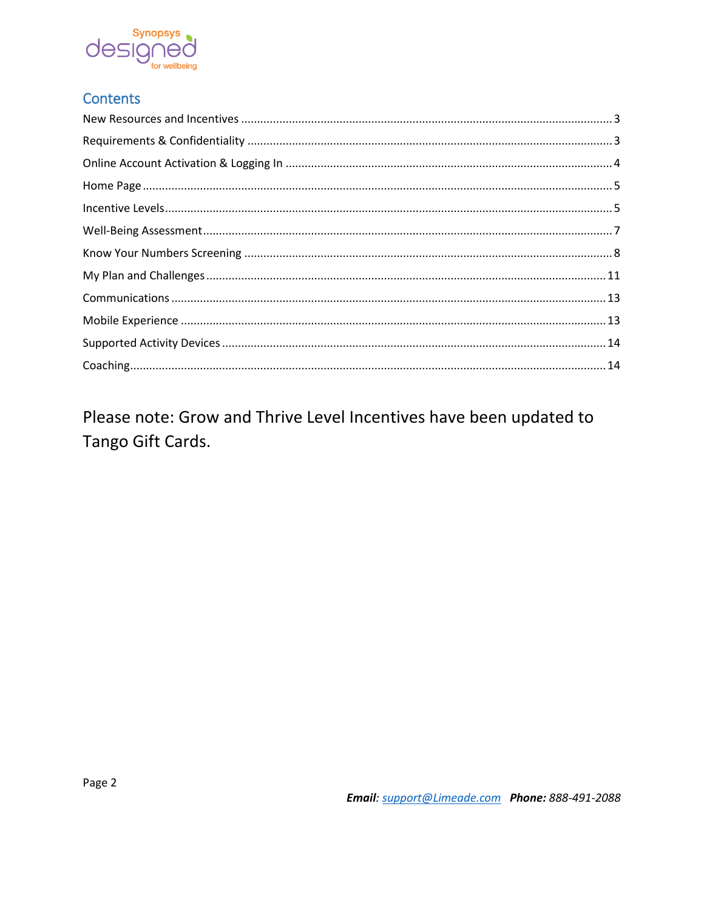## Contents

New Resources and Incentives ........ 3

Requirements & Confidentiality ........ 3

Online Account Activation & Logging In ........ 4

Home Page ........ 5

Incentive Levels ........ 5

Well-Being Assessment ........ 7

Know Your Numbers Screening ........ 8

My Plan and Challenges ........ 11

Communications ........ 13

Mobile Experience ........ 13

Supported Activity Devices ........ 14

Coaching ........ 14

Please note: Grow and Thrive Level Incentives have been updated to Tango Gift Cards.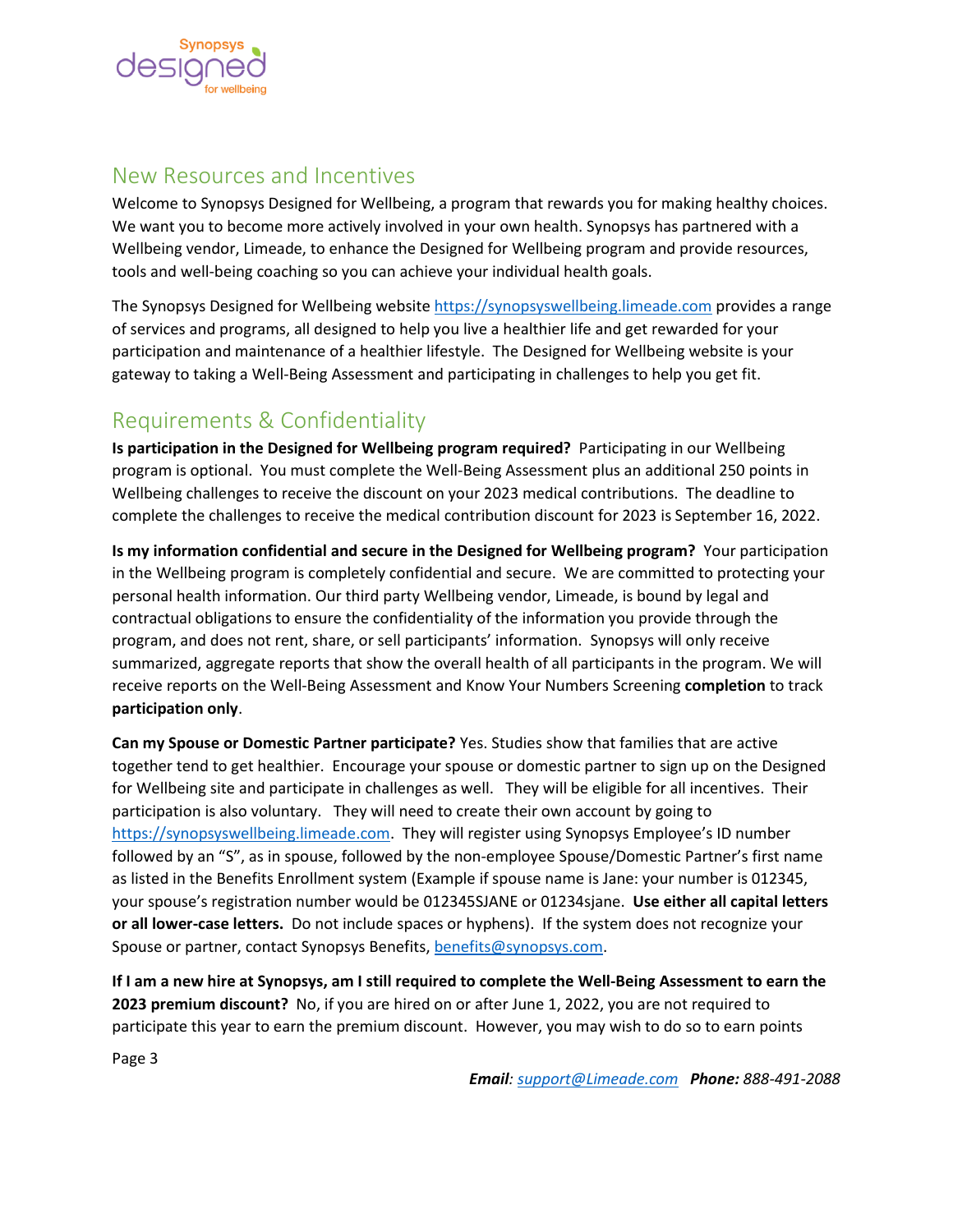## New Resources and Incentives

Welcome to Synopsys Designed for Wellbeing, a program that rewards you for making healthy choices. We want you to become more actively involved in your own health. Synopsys has partnered with a Wellbeing vendor, Limeade, to enhance the Designed for Wellbeing program and provide resources, tools and well-being coaching so you can achieve your individual health goals.

The Synopsys Designed for Wellbeing website https://synopsyswellbeing.limeade.com provides a range of services and programs, all designed to help you live a healthier life and get rewarded for your participation and maintenance of a healthier lifestyle. The Designed for Wellbeing website is your gateway to taking a Well-Being Assessment and participating in challenges to help you get fit.

## Requirements & Confidentiality

**Is participation in the Designed for Wellbeing program required?** Participating in our Wellbeing program is optional. You must complete the Well-Being Assessment plus an additional 250 points in Wellbeing challenges to receive the discount on your 2023 medical contributions. The deadline to complete the challenges to receive the medical contribution discount for 2023 is September 16, 2022.

**Is my information confidential and secure in the Designed for Wellbeing program?** Your participation in the Wellbeing program is completely confidential and secure. We are committed to protecting your personal health information. Our third party Wellbeing vendor, Limeade, is bound by legal and contractual obligations to ensure the confidentiality of the information you provide through the program, and does not rent, share, or sell participants' information. Synopsys will only receive summarized, aggregate reports that show the overall health of all participants in the program. We will receive reports on the Well-Being Assessment and Know Your Numbers Screening **completion** to track **participation only**.

**Can my Spouse or Domestic Partner participate?** Yes. Studies show that families that are active together tend to get healthier. Encourage your spouse or domestic partner to sign up on the Designed for Wellbeing site and participate in challenges as well. They will be eligible for all incentives. Their participation is also voluntary. They will need to create their own account by going to https://synopsyswellbeing.limeade.com. They will register using Synopsys Employee's ID number followed by an "S", as in spouse, followed by the non-employee Spouse/Domestic Partner's first name as listed in the Benefits Enrollment system (Example if spouse name is Jane: your number is 012345, your spouse's registration number would be 012345SJANE or 01234sjane. **Use either all capital letters or all lower-case letters.** Do not include spaces or hyphens). If the system does not recognize your Spouse or partner, contact Synopsys Benefits, benefits@synopsys.com.

**If I am a new hire at Synopsys, am I still required to complete the Well-Being Assessment to earn the 2023 premium discount?** No, if you are hired on or after June 1, 2022, you are not required to participate this year to earn the premium discount. However, you may wish to do so to earn points

***Email**: support@Limeade.com* ***Phone:** 888-491-2088*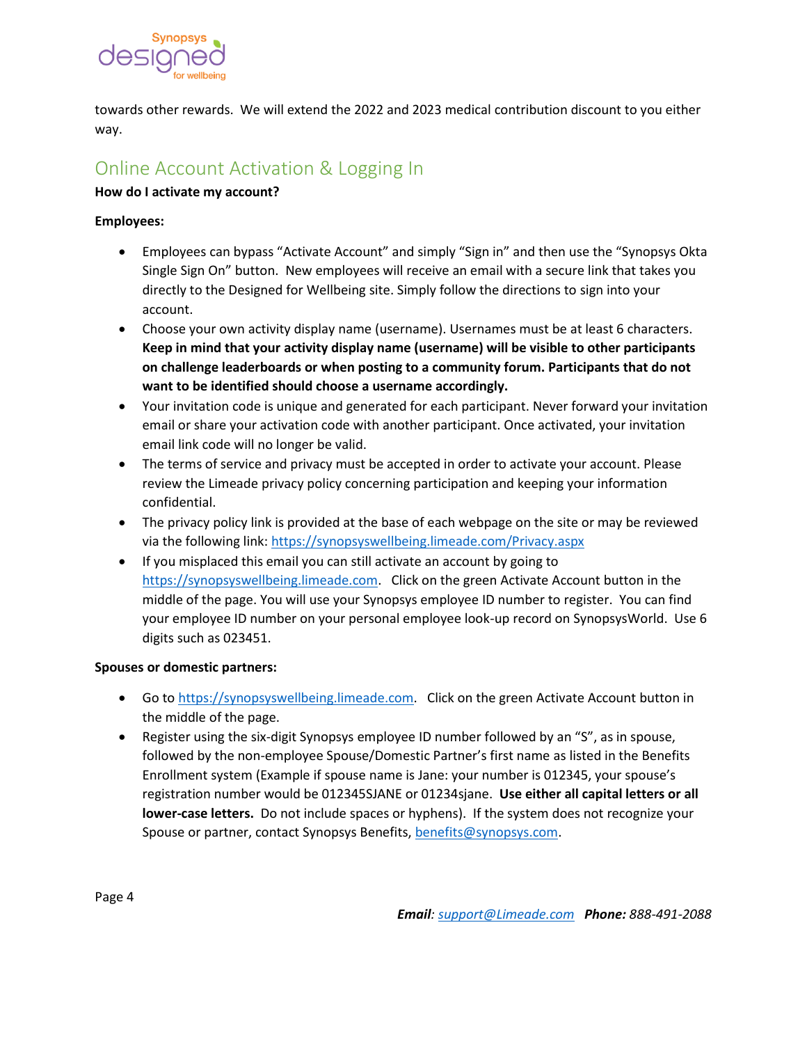towards other rewards. We will extend the 2022 and 2023 medical contribution discount to you either way.

## Online Account Activation & Logging In

**How do I activate my account?**

**Employees:**

- Employees can bypass "Activate Account" and simply "Sign in" and then use the "Synopsys Okta Single Sign On" button. New employees will receive an email with a secure link that takes you directly to the Designed for Wellbeing site. Simply follow the directions to sign into your account.
- Choose your own activity display name (username). Usernames must be at least 6 characters. **Keep in mind that your activity display name (username) will be visible to other participants on challenge leaderboards or when posting to a community forum. Participants that do not want to be identified should choose a username accordingly.**
- Your invitation code is unique and generated for each participant. Never forward your invitation email or share your activation code with another participant. Once activated, your invitation email link code will no longer be valid.
- The terms of service and privacy must be accepted in order to activate your account. Please review the Limeade privacy policy concerning participation and keeping your information confidential.
- The privacy policy link is provided at the base of each webpage on the site or may be reviewed via the following link: https://synopsyswellbeing.limeade.com/Privacy.aspx
- If you misplaced this email you can still activate an account by going to https://synopsyswellbeing.limeade.com. Click on the green Activate Account button in the middle of the page. You will use your Synopsys employee ID number to register. You can find your employee ID number on your personal employee look-up record on SynopsysWorld. Use 6 digits such as 023451.

**Spouses or domestic partners:**

- Go to https://synopsyswellbeing.limeade.com. Click on the green Activate Account button in the middle of the page.
- Register using the six-digit Synopsys employee ID number followed by an "S", as in spouse, followed by the non-employee Spouse/Domestic Partner's first name as listed in the Benefits Enrollment system (Example if spouse name is Jane: your number is 012345, your spouse's registration number would be 012345SJANE or 01234sjane. **Use either all capital letters or all lower-case letters.** Do not include spaces or hyphens). If the system does not recognize your Spouse or partner, contact Synopsys Benefits, benefits@synopsys.com.

***Email**: support@Limeade.com* ***Phone:** 888-491-2088*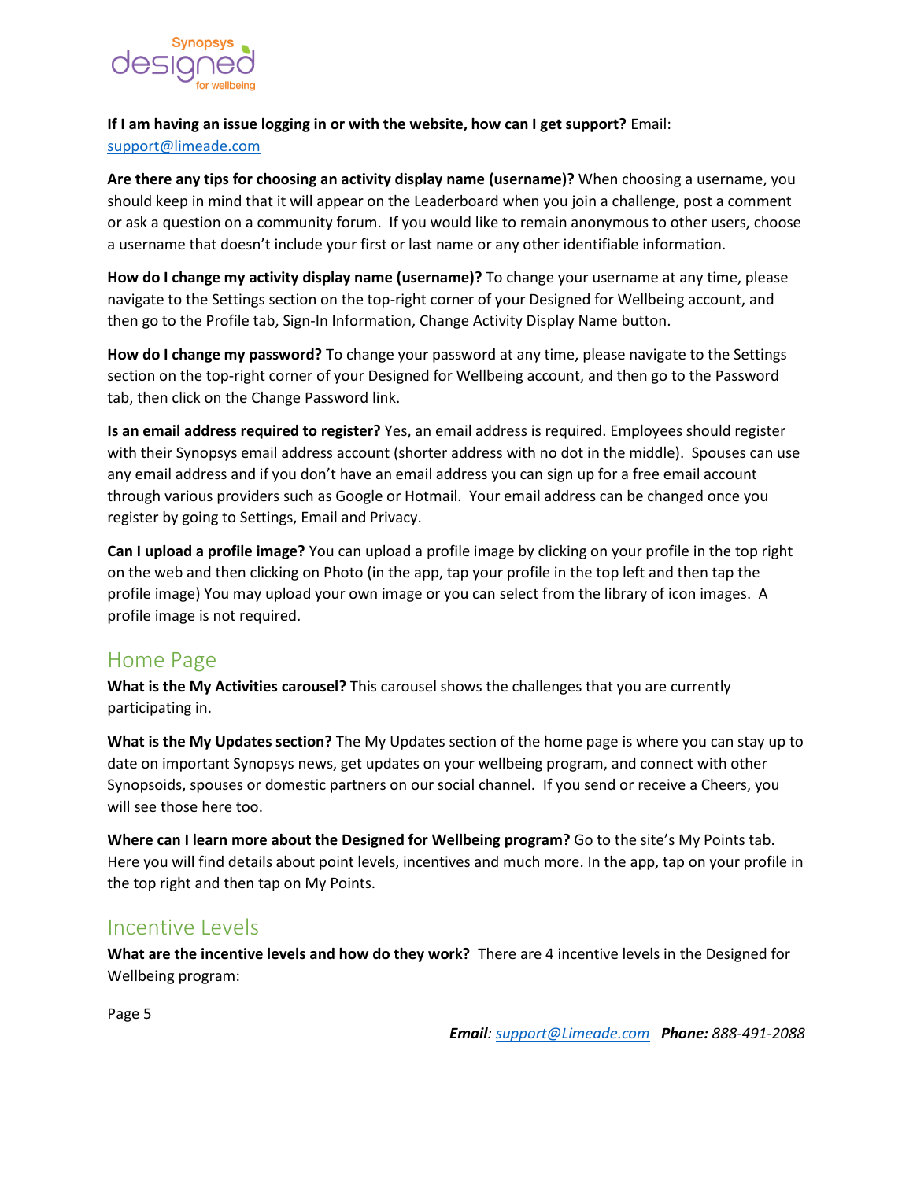**If I am having an issue logging in or with the website, how can I get support?** Email: support@limeade.com

**Are there any tips for choosing an activity display name (username)?** When choosing a username, you should keep in mind that it will appear on the Leaderboard when you join a challenge, post a comment or ask a question on a community forum. If you would like to remain anonymous to other users, choose a username that doesn't include your first or last name or any other identifiable information.

**How do I change my activity display name (username)?** To change your username at any time, please navigate to the Settings section on the top-right corner of your Designed for Wellbeing account, and then go to the Profile tab, Sign-In Information, Change Activity Display Name button.

**How do I change my password?** To change your password at any time, please navigate to the Settings section on the top-right corner of your Designed for Wellbeing account, and then go to the Password tab, then click on the Change Password link.

**Is an email address required to register?** Yes, an email address is required. Employees should register with their Synopsys email address account (shorter address with no dot in the middle). Spouses can use any email address and if you don't have an email address you can sign up for a free email account through various providers such as Google or Hotmail. Your email address can be changed once you register by going to Settings, Email and Privacy.

**Can I upload a profile image?** You can upload a profile image by clicking on your profile in the top right on the web and then clicking on Photo (in the app, tap your profile in the top left and then tap the profile image) You may upload your own image or you can select from the library of icon images. A profile image is not required.

## Home Page

**What is the My Activities carousel?** This carousel shows the challenges that you are currently participating in.

**What is the My Updates section?** The My Updates section of the home page is where you can stay up to date on important Synopsys news, get updates on your wellbeing program, and connect with other Synopsoids, spouses or domestic partners on our social channel. If you send or receive a Cheers, you will see those here too.

**Where can I learn more about the Designed for Wellbeing program?** Go to the site's My Points tab. Here you will find details about point levels, incentives and much more. In the app, tap on your profile in the top right and then tap on My Points.

## Incentive Levels

**What are the incentive levels and how do they work?** There are 4 incentive levels in the Designed for Wellbeing program: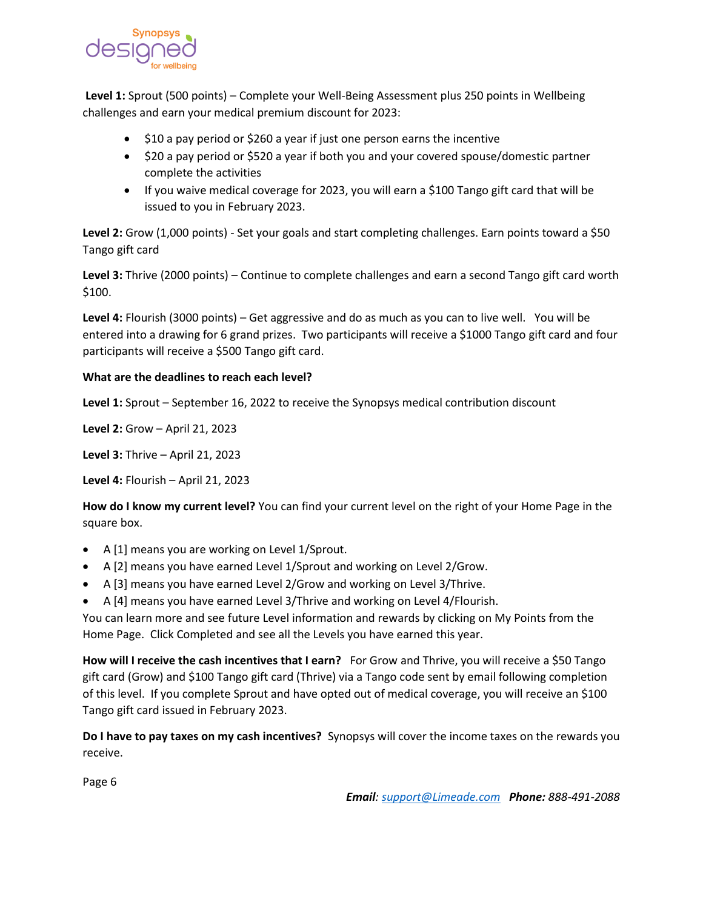**Level 1:** Sprout (500 points) – Complete your Well-Being Assessment plus 250 points in Wellbeing challenges and earn your medical premium discount for 2023:

- $10 a pay period or $260 a year if just one person earns the incentive
- $20 a pay period or $520 a year if both you and your covered spouse/domestic partner complete the activities
- If you waive medical coverage for 2023, you will earn a $100 Tango gift card that will be issued to you in February 2023.

**Level 2:** Grow (1,000 points) - Set your goals and start completing challenges. Earn points toward a $50 Tango gift card

**Level 3:** Thrive (2000 points) – Continue to complete challenges and earn a second Tango gift card worth $100.

**Level 4:** Flourish (3000 points) – Get aggressive and do as much as you can to live well. You will be entered into a drawing for 6 grand prizes. Two participants will receive a $1000 Tango gift card and four participants will receive a $500 Tango gift card.

**What are the deadlines to reach each level?**

**Level 1:** Sprout – September 16, 2022 to receive the Synopsys medical contribution discount

**Level 2:** Grow – April 21, 2023

**Level 3:** Thrive – April 21, 2023

**Level 4:** Flourish – April 21, 2023

**How do I know my current level?** You can find your current level on the right of your Home Page in the square box.

- A [1] means you are working on Level 1/Sprout.
- A [2] means you have earned Level 1/Sprout and working on Level 2/Grow.
- A [3] means you have earned Level 2/Grow and working on Level 3/Thrive.
- A [4] means you have earned Level 3/Thrive and working on Level 4/Flourish.

You can learn more and see future Level information and rewards by clicking on My Points from the Home Page. Click Completed and see all the Levels you have earned this year.

**How will I receive the cash incentives that I earn?** For Grow and Thrive, you will receive a $50 Tango gift card (Grow) and $100 Tango gift card (Thrive) via a Tango code sent by email following completion of this level. If you complete Sprout and have opted out of medical coverage, you will receive an $100 Tango gift card issued in February 2023.

**Do I have to pay taxes on my cash incentives?** Synopsys will cover the income taxes on the rewards you receive.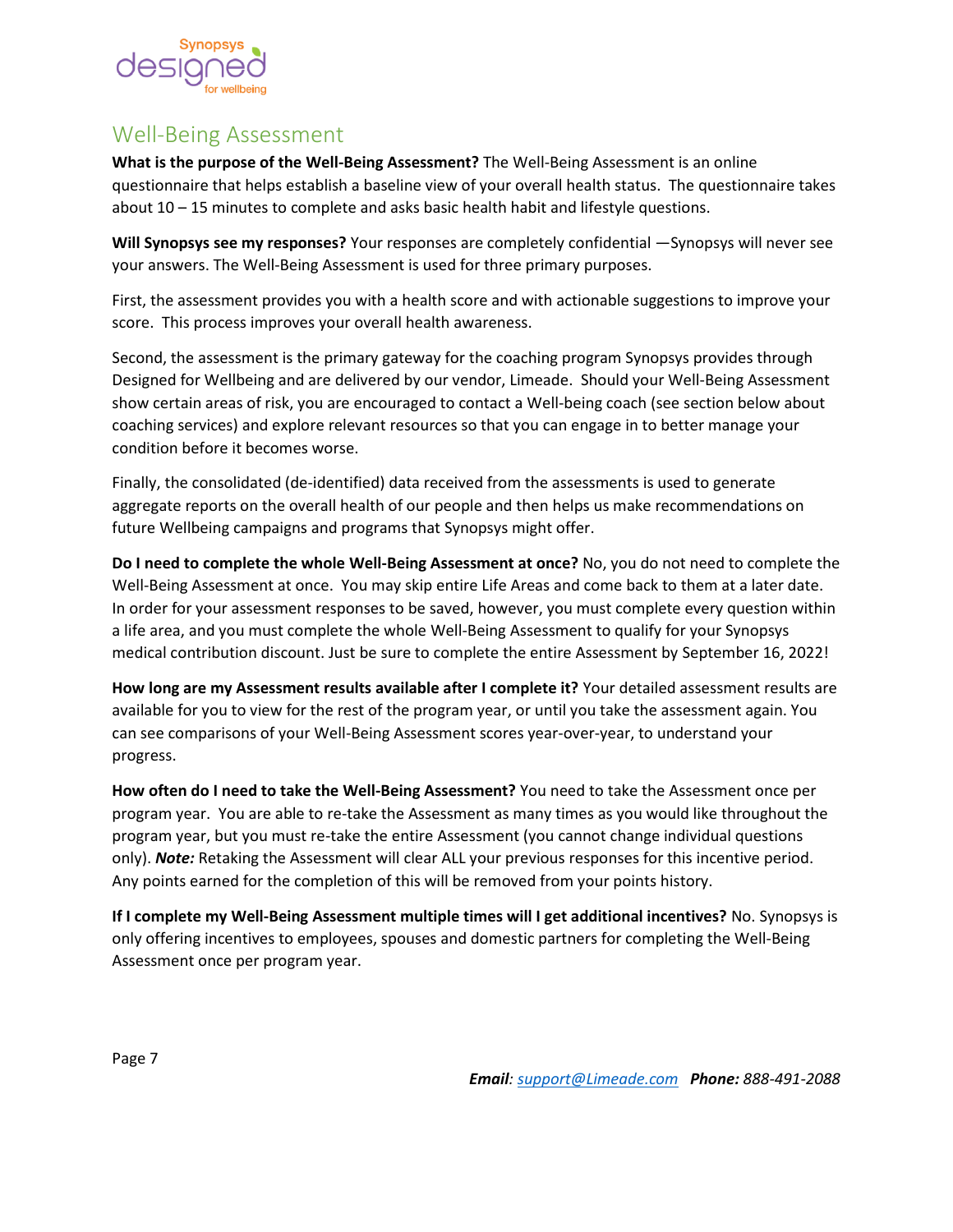## Well-Being Assessment

**What is the purpose of the Well-Being Assessment?** The Well-Being Assessment is an online questionnaire that helps establish a baseline view of your overall health status. The questionnaire takes about 10 – 15 minutes to complete and asks basic health habit and lifestyle questions.

**Will Synopsys see my responses?** Your responses are completely confidential —Synopsys will never see your answers. The Well-Being Assessment is used for three primary purposes.

First, the assessment provides you with a health score and with actionable suggestions to improve your score. This process improves your overall health awareness.

Second, the assessment is the primary gateway for the coaching program Synopsys provides through Designed for Wellbeing and are delivered by our vendor, Limeade. Should your Well-Being Assessment show certain areas of risk, you are encouraged to contact a Well-being coach (see section below about coaching services) and explore relevant resources so that you can engage in to better manage your condition before it becomes worse.

Finally, the consolidated (de-identified) data received from the assessments is used to generate aggregate reports on the overall health of our people and then helps us make recommendations on future Wellbeing campaigns and programs that Synopsys might offer.

**Do I need to complete the whole Well-Being Assessment at once?** No, you do not need to complete the Well-Being Assessment at once. You may skip entire Life Areas and come back to them at a later date. In order for your assessment responses to be saved, however, you must complete every question within a life area, and you must complete the whole Well-Being Assessment to qualify for your Synopsys medical contribution discount. Just be sure to complete the entire Assessment by September 16, 2022!

**How long are my Assessment results available after I complete it?** Your detailed assessment results are available for you to view for the rest of the program year, or until you take the assessment again. You can see comparisons of your Well-Being Assessment scores year-over-year, to understand your progress.

**How often do I need to take the Well-Being Assessment?** You need to take the Assessment once per program year. You are able to re-take the Assessment as many times as you would like throughout the program year, but you must re-take the entire Assessment (you cannot change individual questions only). ***Note:*** Retaking the Assessment will clear ALL your previous responses for this incentive period. Any points earned for the completion of this will be removed from your points history.

**If I complete my Well-Being Assessment multiple times will I get additional incentives?** No. Synopsys is only offering incentives to employees, spouses and domestic partners for completing the Well-Being Assessment once per program year.

***Email**: [support@Limeade.com](mailto:support@Limeade.com)* ***Phone:** 888-491-2088*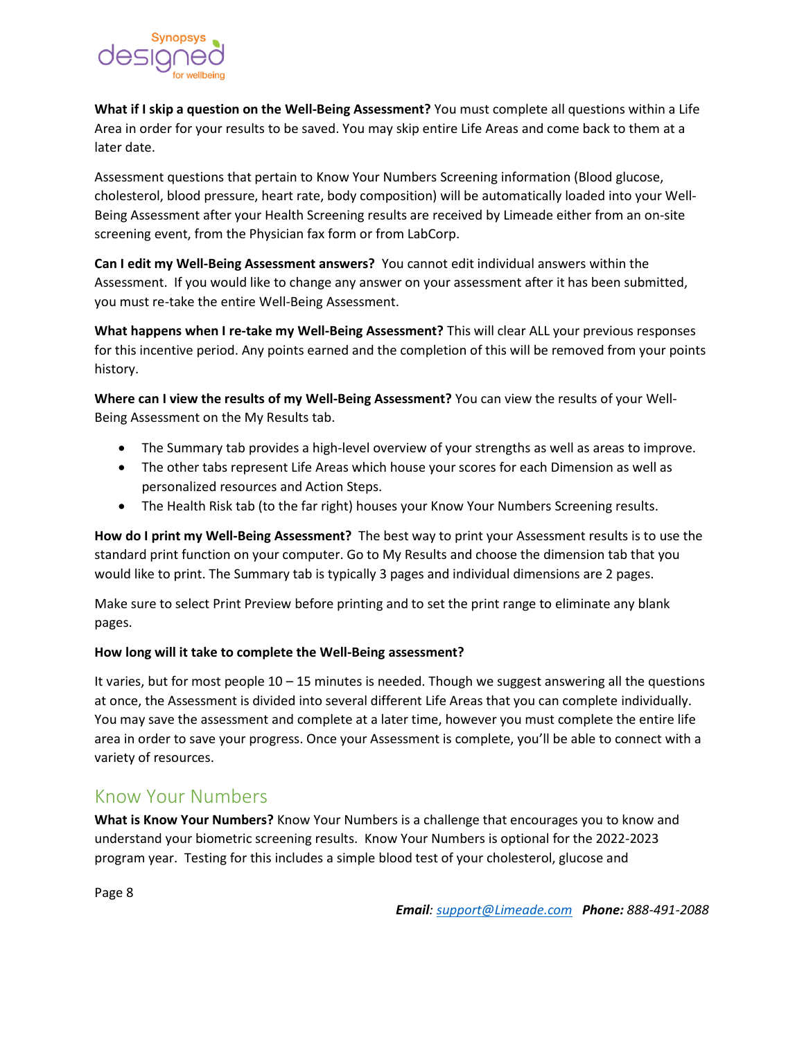**What if I skip a question on the Well-Being Assessment?** You must complete all questions within a Life Area in order for your results to be saved. You may skip entire Life Areas and come back to them at a later date.

Assessment questions that pertain to Know Your Numbers Screening information (Blood glucose, cholesterol, blood pressure, heart rate, body composition) will be automatically loaded into your Well-Being Assessment after your Health Screening results are received by Limeade either from an on-site screening event, from the Physician fax form or from LabCorp.

**Can I edit my Well-Being Assessment answers?** You cannot edit individual answers within the Assessment. If you would like to change any answer on your assessment after it has been submitted, you must re-take the entire Well-Being Assessment.

**What happens when I re-take my Well-Being Assessment?** This will clear ALL your previous responses for this incentive period. Any points earned and the completion of this will be removed from your points history.

**Where can I view the results of my Well-Being Assessment?** You can view the results of your Well-Being Assessment on the My Results tab.

- The Summary tab provides a high-level overview of your strengths as well as areas to improve.
- The other tabs represent Life Areas which house your scores for each Dimension as well as personalized resources and Action Steps.
- The Health Risk tab (to the far right) houses your Know Your Numbers Screening results.

**How do I print my Well-Being Assessment?** The best way to print your Assessment results is to use the standard print function on your computer. Go to My Results and choose the dimension tab that you would like to print. The Summary tab is typically 3 pages and individual dimensions are 2 pages.

Make sure to select Print Preview before printing and to set the print range to eliminate any blank pages.

**How long will it take to complete the Well-Being assessment?**

It varies, but for most people 10 – 15 minutes is needed. Though we suggest answering all the questions at once, the Assessment is divided into several different Life Areas that you can complete individually. You may save the assessment and complete at a later time, however you must complete the entire life area in order to save your progress. Once your Assessment is complete, you'll be able to connect with a variety of resources.

## Know Your Numbers

**What is Know Your Numbers?** Know Your Numbers is a challenge that encourages you to know and understand your biometric screening results. Know Your Numbers is optional for the 2022-2023 program year. Testing for this includes a simple blood test of your cholesterol, glucose and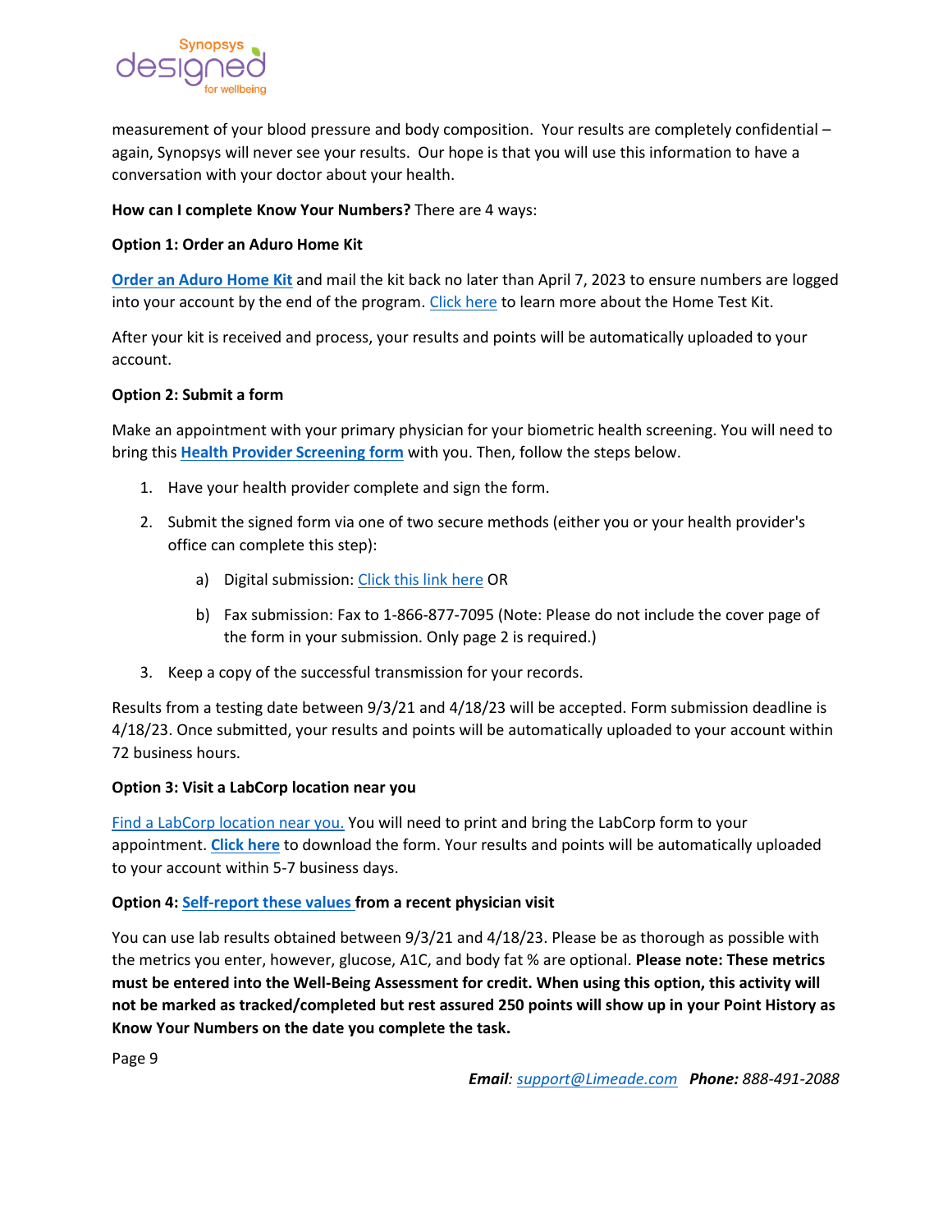measurement of your blood pressure and body composition. Your results are completely confidential – again, Synopsys will never see your results. Our hope is that you will use this information to have a conversation with your doctor about your health.

**How can I complete Know Your Numbers?** There are 4 ways:

**Option 1: Order an Aduro Home Kit**

**Order an Aduro Home Kit** and mail the kit back no later than April 7, 2023 to ensure numbers are logged into your account by the end of the program. Click here to learn more about the Home Test Kit.

After your kit is received and process, your results and points will be automatically uploaded to your account.

**Option 2: Submit a form**

Make an appointment with your primary physician for your biometric health screening. You will need to bring this **Health Provider Screening form** with you. Then, follow the steps below.

1. Have your health provider complete and sign the form.
2. Submit the signed form via one of two secure methods (either you or your health provider's office can complete this step):
   a) Digital submission: Click this link here OR
   b) Fax submission: Fax to 1-866-877-7095 (Note: Please do not include the cover page of the form in your submission. Only page 2 is required.)
3. Keep a copy of the successful transmission for your records.

Results from a testing date between 9/3/21 and 4/18/23 will be accepted. Form submission deadline is 4/18/23. Once submitted, your results and points will be automatically uploaded to your account within 72 business hours.

**Option 3: Visit a LabCorp location near you**

Find a LabCorp location near you. You will need to print and bring the LabCorp form to your appointment. **Click here** to download the form. Your results and points will be automatically uploaded to your account within 5-7 business days.

**Option 4: Self-report these values from a recent physician visit**

You can use lab results obtained between 9/3/21 and 4/18/23. Please be as thorough as possible with the metrics you enter, however, glucose, A1C, and body fat % are optional. **Please note: These metrics must be entered into the Well-Being Assessment for credit. When using this option, this activity will not be marked as tracked/completed but rest assured 250 points will show up in your Point History as Know Your Numbers on the date you complete the task.**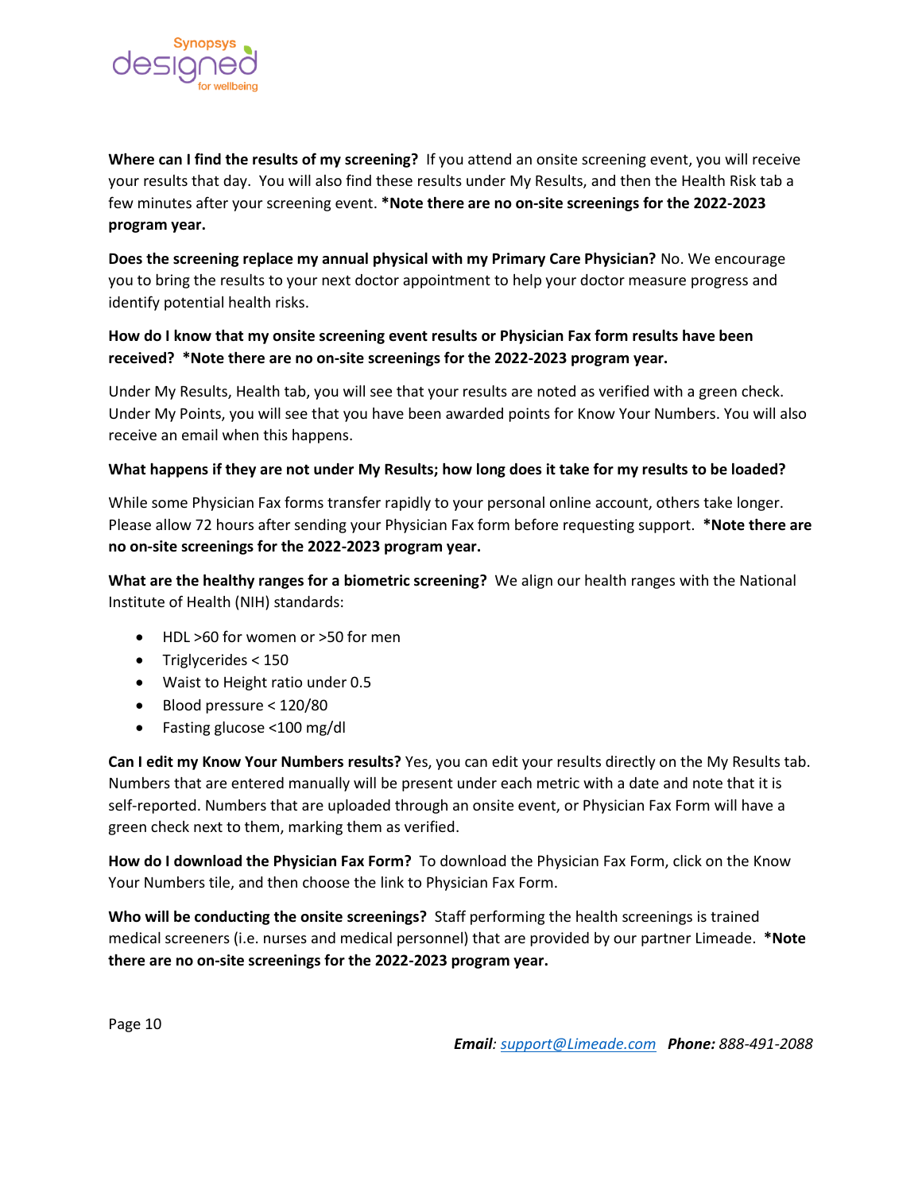**Where can I find the results of my screening?** If you attend an onsite screening event, you will receive your results that day. You will also find these results under My Results, and then the Health Risk tab a few minutes after your screening event. ***Note there are no on-site screenings for the 2022-2023 program year.**

**Does the screening replace my annual physical with my Primary Care Physician?** No. We encourage you to bring the results to your next doctor appointment to help your doctor measure progress and identify potential health risks.

**How do I know that my onsite screening event results or Physician Fax form results have been received? *Note there are no on-site screenings for the 2022-2023 program year.**

Under My Results, Health tab, you will see that your results are noted as verified with a green check. Under My Points, you will see that you have been awarded points for Know Your Numbers. You will also receive an email when this happens.

**What happens if they are not under My Results; how long does it take for my results to be loaded?**

While some Physician Fax forms transfer rapidly to your personal online account, others take longer. Please allow 72 hours after sending your Physician Fax form before requesting support. ***Note there are no on-site screenings for the 2022-2023 program year.**

**What are the healthy ranges for a biometric screening?** We align our health ranges with the National Institute of Health (NIH) standards:

- HDL >60 for women or >50 for men
- Triglycerides < 150
- Waist to Height ratio under 0.5
- Blood pressure < 120/80
- Fasting glucose <100 mg/dl

**Can I edit my Know Your Numbers results?** Yes, you can edit your results directly on the My Results tab. Numbers that are entered manually will be present under each metric with a date and note that it is self-reported. Numbers that are uploaded through an onsite event, or Physician Fax Form will have a green check next to them, marking them as verified.

**How do I download the Physician Fax Form?** To download the Physician Fax Form, click on the Know Your Numbers tile, and then choose the link to Physician Fax Form.

**Who will be conducting the onsite screenings?** Staff performing the health screenings is trained medical screeners (i.e. nurses and medical personnel) that are provided by our partner Limeade. ***Note there are no on-site screenings for the 2022-2023 program year.**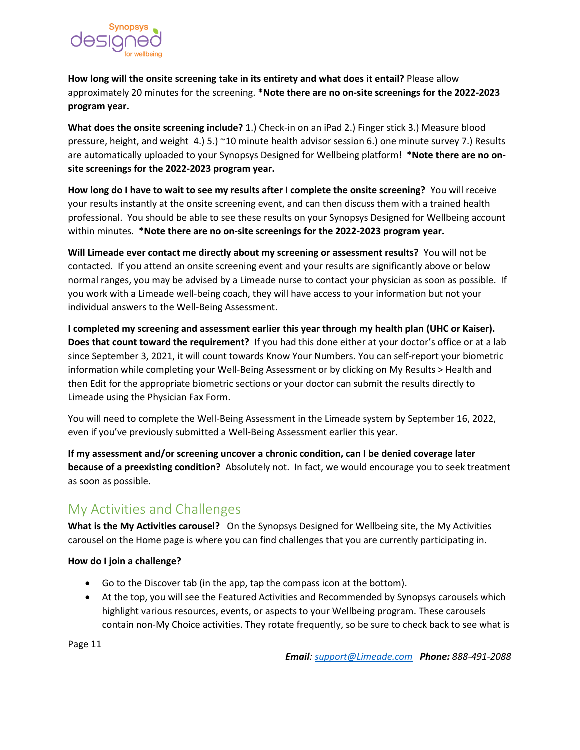**How long will the onsite screening take in its entirety and what does it entail?** Please allow approximately 20 minutes for the screening. **\*Note there are no on-site screenings for the 2022-2023 program year.**

**What does the onsite screening include?** 1.) Check-in on an iPad 2.) Finger stick 3.) Measure blood pressure, height, and weight 4.) 5.) ~10 minute health advisor session 6.) one minute survey 7.) Results are automatically uploaded to your Synopsys Designed for Wellbeing platform! **\*Note there are no on-site screenings for the 2022-2023 program year.**

**How long do I have to wait to see my results after I complete the onsite screening?** You will receive your results instantly at the onsite screening event, and can then discuss them with a trained health professional. You should be able to see these results on your Synopsys Designed for Wellbeing account within minutes. **\*Note there are no on-site screenings for the 2022-2023 program year.**

**Will Limeade ever contact me directly about my screening or assessment results?** You will not be contacted. If you attend an onsite screening event and your results are significantly above or below normal ranges, you may be advised by a Limeade nurse to contact your physician as soon as possible. If you work with a Limeade well-being coach, they will have access to your information but not your individual answers to the Well-Being Assessment.

**I completed my screening and assessment earlier this year through my health plan (UHC or Kaiser). Does that count toward the requirement?** If you had this done either at your doctor's office or at a lab since September 3, 2021, it will count towards Know Your Numbers. You can self-report your biometric information while completing your Well-Being Assessment or by clicking on My Results > Health and then Edit for the appropriate biometric sections or your doctor can submit the results directly to Limeade using the Physician Fax Form.

You will need to complete the Well-Being Assessment in the Limeade system by September 16, 2022, even if you've previously submitted a Well-Being Assessment earlier this year.

**If my assessment and/or screening uncover a chronic condition, can I be denied coverage later because of a preexisting condition?** Absolutely not. In fact, we would encourage you to seek treatment as soon as possible.

## My Activities and Challenges

**What is the My Activities carousel?** On the Synopsys Designed for Wellbeing site, the My Activities carousel on the Home page is where you can find challenges that you are currently participating in.

**How do I join a challenge?**

- Go to the Discover tab (in the app, tap the compass icon at the bottom).
- At the top, you will see the Featured Activities and Recommended by Synopsys carousels which highlight various resources, events, or aspects to your Wellbeing program. These carousels contain non-My Choice activities. They rotate frequently, so be sure to check back to see what is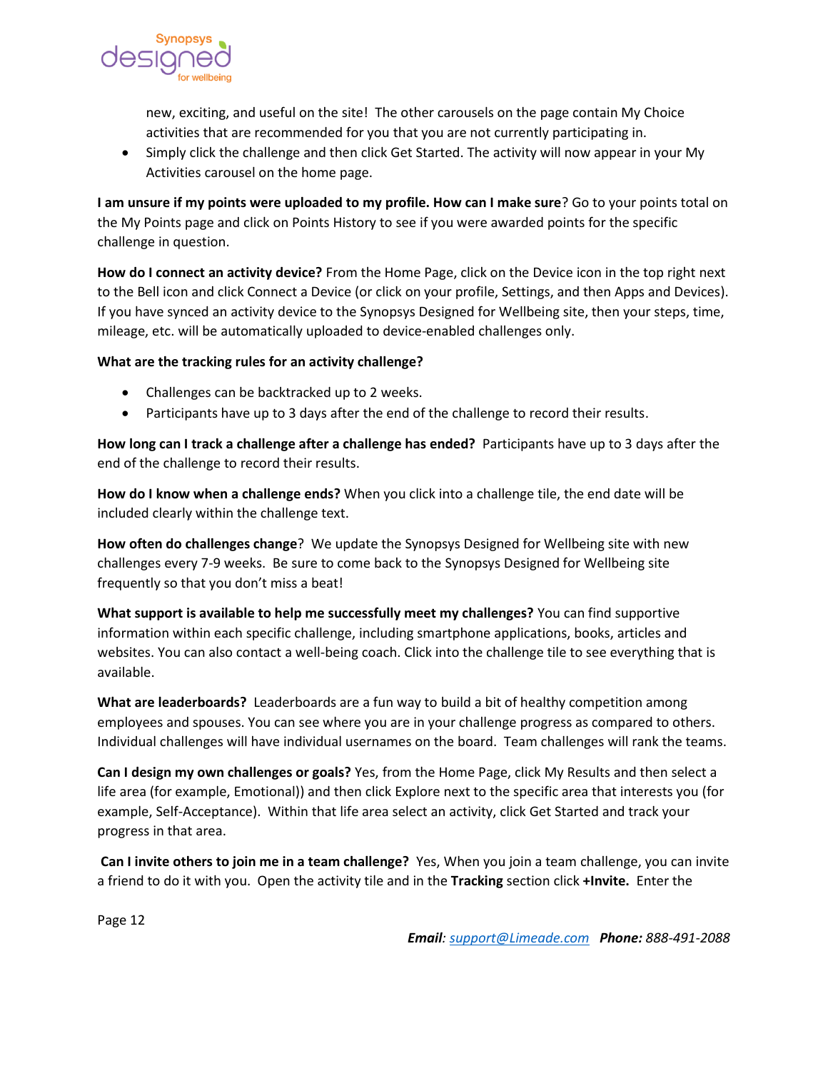new, exciting, and useful on the site! The other carousels on the page contain My Choice activities that are recommended for you that you are not currently participating in.

- Simply click the challenge and then click Get Started. The activity will now appear in your My Activities carousel on the home page.

**I am unsure if my points were uploaded to my profile. How can I make sure**? Go to your points total on the My Points page and click on Points History to see if you were awarded points for the specific challenge in question.

**How do I connect an activity device?** From the Home Page, click on the Device icon in the top right next to the Bell icon and click Connect a Device (or click on your profile, Settings, and then Apps and Devices). If you have synced an activity device to the Synopsys Designed for Wellbeing site, then your steps, time, mileage, etc. will be automatically uploaded to device-enabled challenges only.

**What are the tracking rules for an activity challenge?**

- Challenges can be backtracked up to 2 weeks.
- Participants have up to 3 days after the end of the challenge to record their results.

**How long can I track a challenge after a challenge has ended?** Participants have up to 3 days after the end of the challenge to record their results.

**How do I know when a challenge ends?** When you click into a challenge tile, the end date will be included clearly within the challenge text.

**How often do challenges change**? We update the Synopsys Designed for Wellbeing site with new challenges every 7-9 weeks. Be sure to come back to the Synopsys Designed for Wellbeing site frequently so that you don't miss a beat!

**What support is available to help me successfully meet my challenges?** You can find supportive information within each specific challenge, including smartphone applications, books, articles and websites. You can also contact a well-being coach. Click into the challenge tile to see everything that is available.

**What are leaderboards?** Leaderboards are a fun way to build a bit of healthy competition among employees and spouses. You can see where you are in your challenge progress as compared to others. Individual challenges will have individual usernames on the board. Team challenges will rank the teams.

**Can I design my own challenges or goals?** Yes, from the Home Page, click My Results and then select a life area (for example, Emotional)) and then click Explore next to the specific area that interests you (for example, Self-Acceptance). Within that life area select an activity, click Get Started and track your progress in that area.

**Can I invite others to join me in a team challenge?** Yes, When you join a team challenge, you can invite a friend to do it with you. Open the activity tile and in the **Tracking** section click **+Invite.** Enter the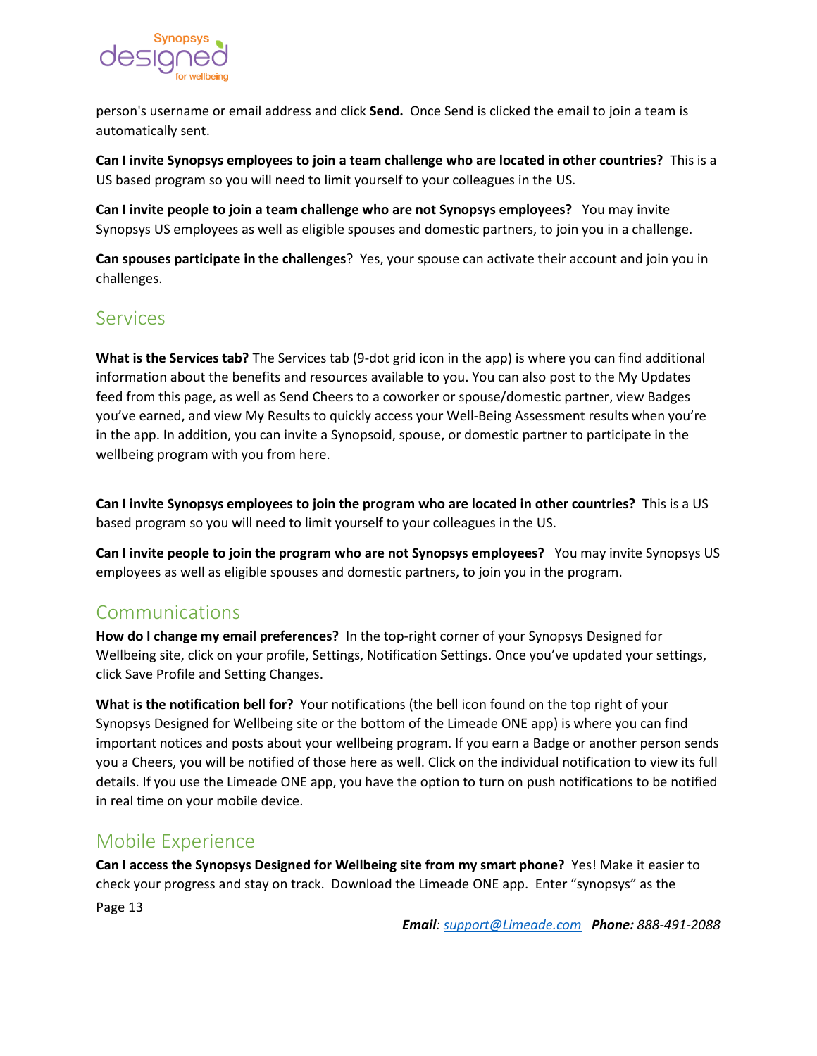person's username or email address and click **Send.** Once Send is clicked the email to join a team is automatically sent.

**Can I invite Synopsys employees to join a team challenge who are located in other countries?** This is a US based program so you will need to limit yourself to your colleagues in the US.

**Can I invite people to join a team challenge who are not Synopsys employees?** You may invite Synopsys US employees as well as eligible spouses and domestic partners, to join you in a challenge.

**Can spouses participate in the challenges**? Yes, your spouse can activate their account and join you in challenges.

## Services

**What is the Services tab?** The Services tab (9-dot grid icon in the app) is where you can find additional information about the benefits and resources available to you. You can also post to the My Updates feed from this page, as well as Send Cheers to a coworker or spouse/domestic partner, view Badges you've earned, and view My Results to quickly access your Well-Being Assessment results when you're in the app. In addition, you can invite a Synopsoid, spouse, or domestic partner to participate in the wellbeing program with you from here.

**Can I invite Synopsys employees to join the program who are located in other countries?** This is a US based program so you will need to limit yourself to your colleagues in the US.

**Can I invite people to join the program who are not Synopsys employees?** You may invite Synopsys US employees as well as eligible spouses and domestic partners, to join you in the program.

## Communications

**How do I change my email preferences?** In the top-right corner of your Synopsys Designed for Wellbeing site, click on your profile, Settings, Notification Settings. Once you've updated your settings, click Save Profile and Setting Changes.

**What is the notification bell for?** Your notifications (the bell icon found on the top right of your Synopsys Designed for Wellbeing site or the bottom of the Limeade ONE app) is where you can find important notices and posts about your wellbeing program. If you earn a Badge or another person sends you a Cheers, you will be notified of those here as well. Click on the individual notification to view its full details. If you use the Limeade ONE app, you have the option to turn on push notifications to be notified in real time on your mobile device.

## Mobile Experience

**Can I access the Synopsys Designed for Wellbeing site from my smart phone?** Yes! Make it easier to check your progress and stay on track. Download the Limeade ONE app. Enter "synopsys" as the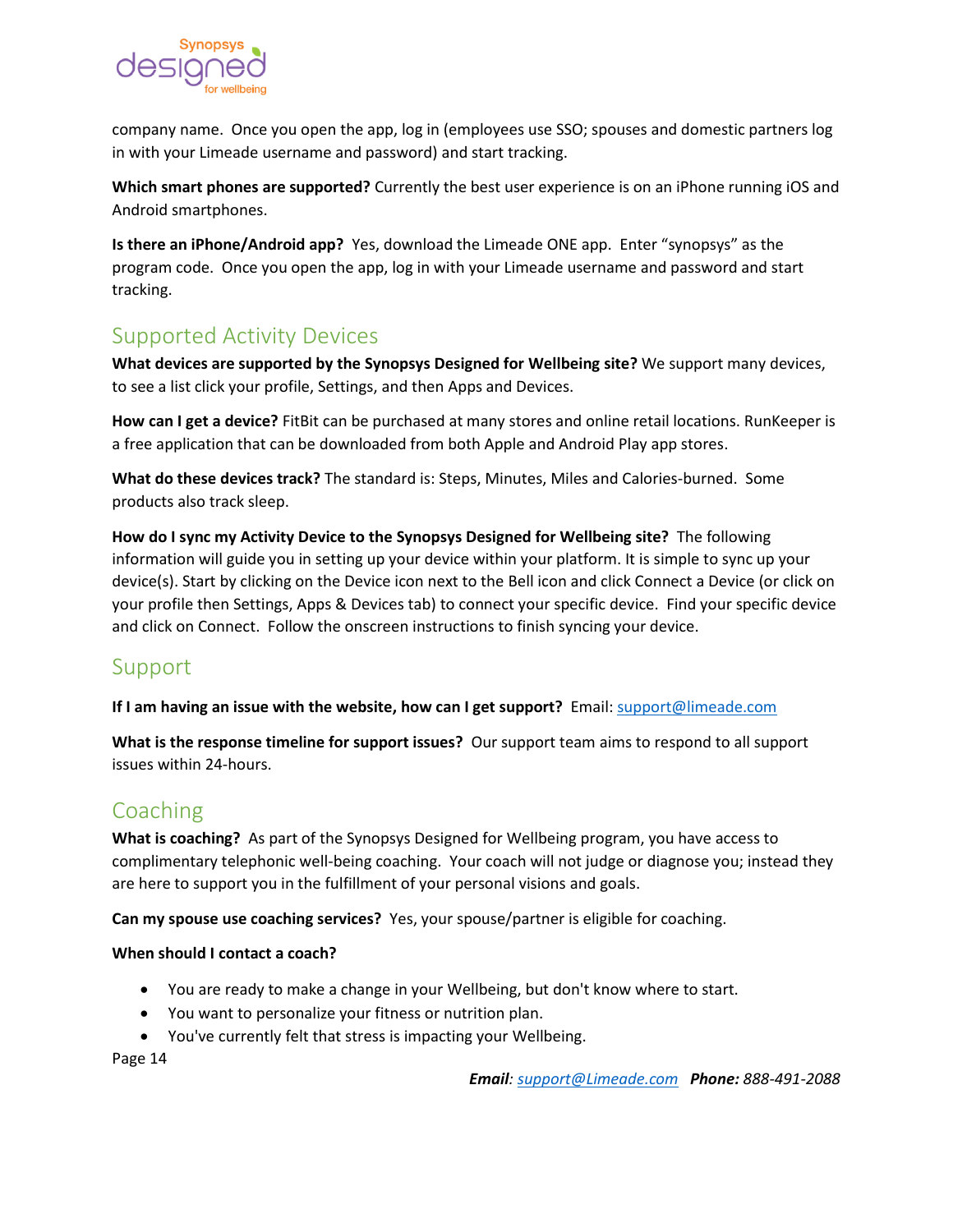company name. Once you open the app, log in (employees use SSO; spouses and domestic partners log in with your Limeade username and password) and start tracking.

**Which smart phones are supported?** Currently the best user experience is on an iPhone running iOS and Android smartphones.

**Is there an iPhone/Android app?** Yes, download the Limeade ONE app. Enter "synopsys" as the program code. Once you open the app, log in with your Limeade username and password and start tracking.

## Supported Activity Devices

**What devices are supported by the Synopsys Designed for Wellbeing site?** We support many devices, to see a list click your profile, Settings, and then Apps and Devices.

**How can I get a device?** FitBit can be purchased at many stores and online retail locations. RunKeeper is a free application that can be downloaded from both Apple and Android Play app stores.

**What do these devices track?** The standard is: Steps, Minutes, Miles and Calories-burned. Some products also track sleep.

**How do I sync my Activity Device to the Synopsys Designed for Wellbeing site?** The following information will guide you in setting up your device within your platform. It is simple to sync up your device(s). Start by clicking on the Device icon next to the Bell icon and click Connect a Device (or click on your profile then Settings, Apps & Devices tab) to connect your specific device. Find your specific device and click on Connect. Follow the onscreen instructions to finish syncing your device.

## Support

**If I am having an issue with the website, how can I get support?** Email: support@limeade.com

**What is the response timeline for support issues?** Our support team aims to respond to all support issues within 24-hours.

## Coaching

**What is coaching?** As part of the Synopsys Designed for Wellbeing program, you have access to complimentary telephonic well-being coaching. Your coach will not judge or diagnose you; instead they are here to support you in the fulfillment of your personal visions and goals.

**Can my spouse use coaching services?** Yes, your spouse/partner is eligible for coaching.

**When should I contact a coach?**

- You are ready to make a change in your Wellbeing, but don't know where to start.
- You want to personalize your fitness or nutrition plan.
- You've currently felt that stress is impacting your Wellbeing.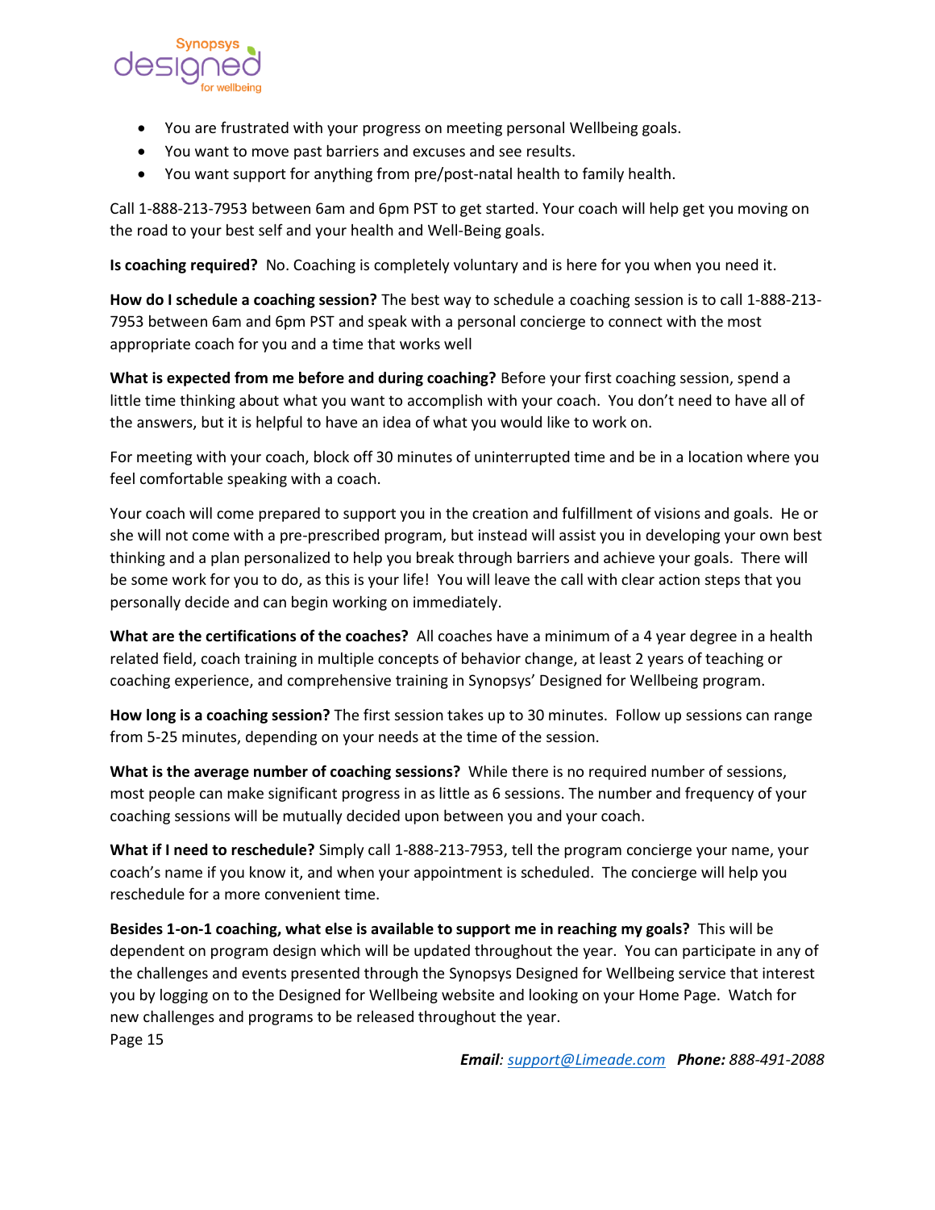- You are frustrated with your progress on meeting personal Wellbeing goals.
- You want to move past barriers and excuses and see results.
- You want support for anything from pre/post-natal health to family health.

Call 1-888-213-7953 between 6am and 6pm PST to get started. Your coach will help get you moving on the road to your best self and your health and Well-Being goals.

**Is coaching required?** No. Coaching is completely voluntary and is here for you when you need it.

**How do I schedule a coaching session?** The best way to schedule a coaching session is to call 1-888-213-7953 between 6am and 6pm PST and speak with a personal concierge to connect with the most appropriate coach for you and a time that works well

**What is expected from me before and during coaching?** Before your first coaching session, spend a little time thinking about what you want to accomplish with your coach. You don't need to have all of the answers, but it is helpful to have an idea of what you would like to work on.

For meeting with your coach, block off 30 minutes of uninterrupted time and be in a location where you feel comfortable speaking with a coach.

Your coach will come prepared to support you in the creation and fulfillment of visions and goals. He or she will not come with a pre-prescribed program, but instead will assist you in developing your own best thinking and a plan personalized to help you break through barriers and achieve your goals. There will be some work for you to do, as this is your life! You will leave the call with clear action steps that you personally decide and can begin working on immediately.

**What are the certifications of the coaches?** All coaches have a minimum of a 4 year degree in a health related field, coach training in multiple concepts of behavior change, at least 2 years of teaching or coaching experience, and comprehensive training in Synopsys' Designed for Wellbeing program.

**How long is a coaching session?** The first session takes up to 30 minutes. Follow up sessions can range from 5-25 minutes, depending on your needs at the time of the session.

**What is the average number of coaching sessions?** While there is no required number of sessions, most people can make significant progress in as little as 6 sessions. The number and frequency of your coaching sessions will be mutually decided upon between you and your coach.

**What if I need to reschedule?** Simply call 1-888-213-7953, tell the program concierge your name, your coach's name if you know it, and when your appointment is scheduled. The concierge will help you reschedule for a more convenient time.

**Besides 1-on-1 coaching, what else is available to support me in reaching my goals?** This will be dependent on program design which will be updated throughout the year. You can participate in any of the challenges and events presented through the Synopsys Designed for Wellbeing service that interest you by logging on to the Designed for Wellbeing website and looking on your Home Page. Watch for new challenges and programs to be released throughout the year.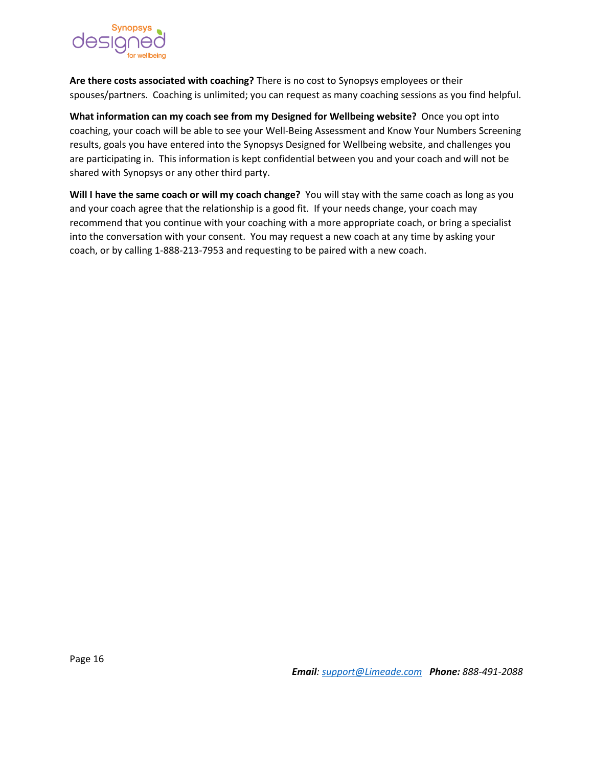**Are there costs associated with coaching?** There is no cost to Synopsys employees or their spouses/partners. Coaching is unlimited; you can request as many coaching sessions as you find helpful.

**What information can my coach see from my Designed for Wellbeing website?** Once you opt into coaching, your coach will be able to see your Well-Being Assessment and Know Your Numbers Screening results, goals you have entered into the Synopsys Designed for Wellbeing website, and challenges you are participating in. This information is kept confidential between you and your coach and will not be shared with Synopsys or any other third party.

**Will I have the same coach or will my coach change?** You will stay with the same coach as long as you and your coach agree that the relationship is a good fit. If your needs change, your coach may recommend that you continue with your coaching with a more appropriate coach, or bring a specialist into the conversation with your consent. You may request a new coach at any time by asking your coach, or by calling 1-888-213-7953 and requesting to be paired with a new coach.